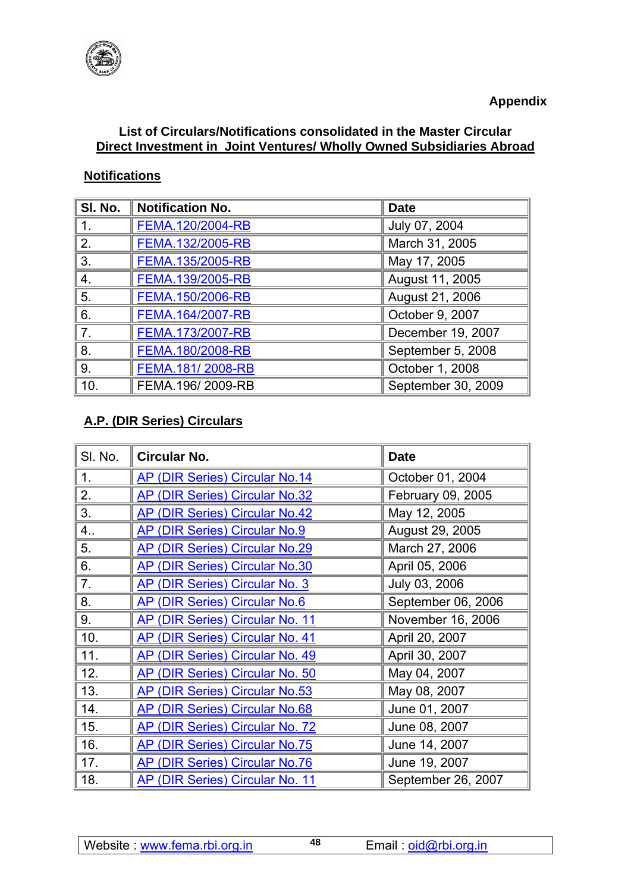**Appendix**

**List of Circulars/Notifications consolidated in the Master Circular**
**Direct Investment in Joint Ventures/ Wholly Owned Subsidiaries Abroad**

**Notifications**

| Sl. No. | Notification No. | Date |
|---|---|---|
| 1. | FEMA.120/2004-RB | July 07, 2004 |
| 2. | FEMA.132/2005-RB | March 31, 2005 |
| 3. | FEMA.135/2005-RB | May 17, 2005 |
| 4. | FEMA.139/2005-RB | August 11, 2005 |
| 5. | FEMA.150/2006-RB | August 21, 2006 |
| 6. | FEMA.164/2007-RB | October 9, 2007 |
| 7. | FEMA.173/2007-RB | December 19, 2007 |
| 8. | FEMA.180/2008-RB | September 5, 2008 |
| 9. | FEMA.181/ 2008-RB | October 1, 2008 |
| 10. | FEMA.196/ 2009-RB | September 30, 2009 |

**A.P. (DIR Series) Circulars**

| Sl. No. | Circular No. | Date |
|---|---|---|
| 1. | AP (DIR Series) Circular No.14 | October 01, 2004 |
| 2. | AP (DIR Series) Circular No.32 | February 09, 2005 |
| 3. | AP (DIR Series) Circular No.42 | May 12, 2005 |
| 4.. | AP (DIR Series) Circular No.9 | August 29, 2005 |
| 5. | AP (DIR Series) Circular No.29 | March 27, 2006 |
| 6. | AP (DIR Series) Circular No.30 | April 05, 2006 |
| 7. | AP (DIR Series) Circular No. 3 | July 03, 2006 |
| 8. | AP (DIR Series) Circular No.6 | September 06, 2006 |
| 9. | AP (DIR Series) Circular No. 11 | November 16, 2006 |
| 10. | AP (DIR Series) Circular No. 41 | April 20, 2007 |
| 11. | AP (DIR Series) Circular No. 49 | April 30, 2007 |
| 12. | AP (DIR Series) Circular No. 50 | May 04, 2007 |
| 13. | AP (DIR Series) Circular No.53 | May 08, 2007 |
| 14. | AP (DIR Series) Circular No.68 | June 01, 2007 |
| 15. | AP (DIR Series) Circular No. 72 | June 08, 2007 |
| 16. | AP (DIR Series) Circular No.75 | June 14, 2007 |
| 17. | AP (DIR Series) Circular No.76 | June 19, 2007 |
| 18. | AP (DIR Series) Circular No. 11 | September 26, 2007 |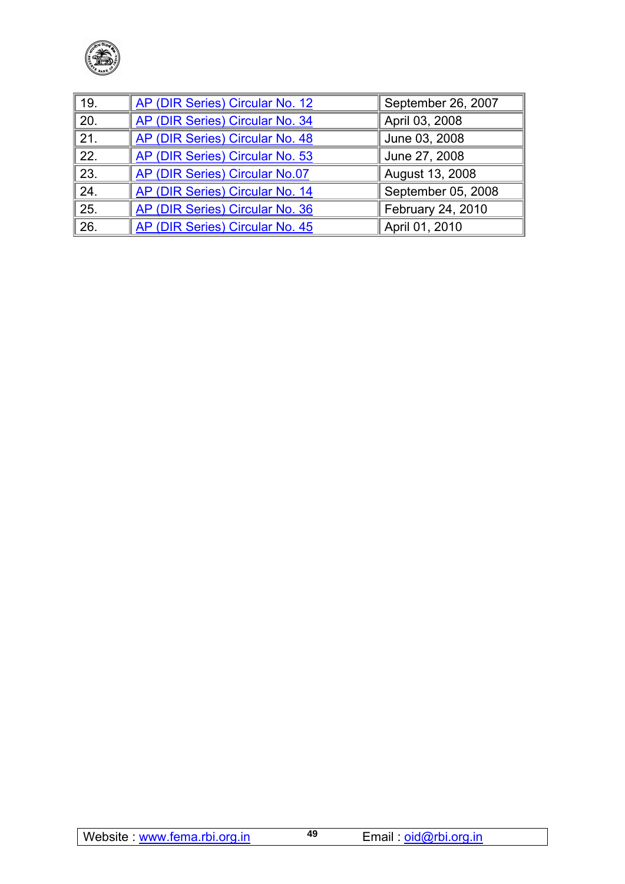| | | |
|---|---|---|
| 19. | AP (DIR Series) Circular No. 12 | September 26, 2007 |
| 20. | AP (DIR Series) Circular No. 34 | April 03, 2008 |
| 21. | AP (DIR Series) Circular No. 48 | June 03, 2008 |
| 22. | AP (DIR Series) Circular No. 53 | June 27, 2008 |
| 23. | AP (DIR Series) Circular No.07 | August 13, 2008 |
| 24. | AP (DIR Series) Circular No. 14 | September 05, 2008 |
| 25. | AP (DIR Series) Circular No. 36 | February 24, 2010 |
| 26. | AP (DIR Series) Circular No. 45 | April 01, 2010 |